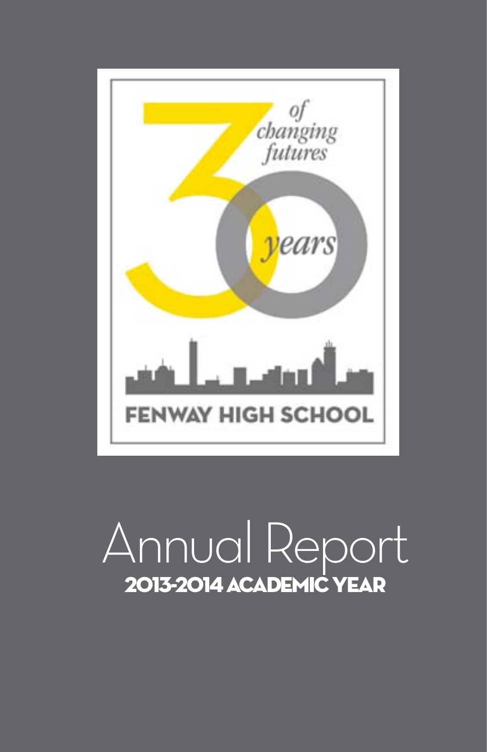30 of changing futures years

FENWAY HIGH SCHOOL

# Annual Report

## 2013-2014 ACADEMIC YEAR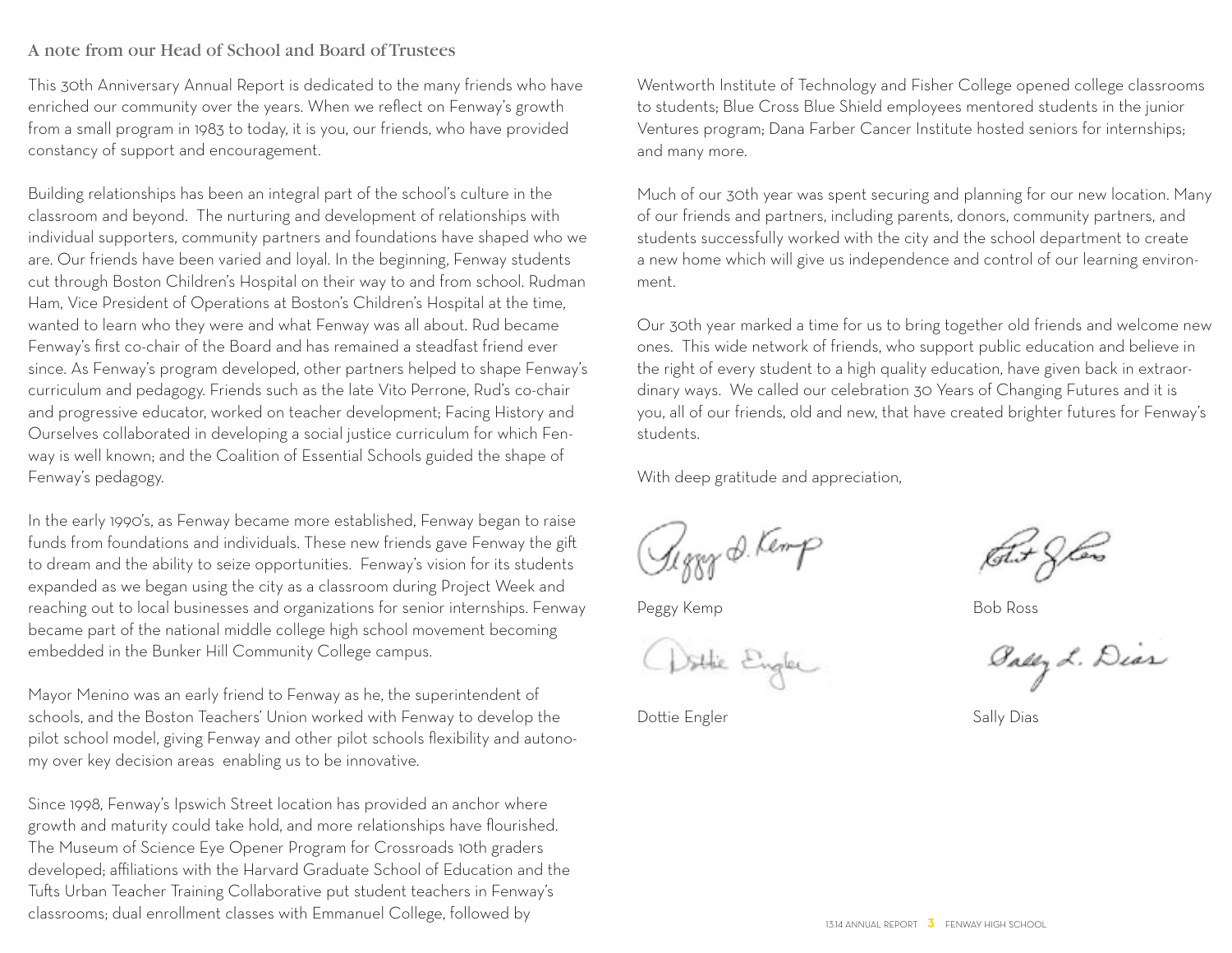## A note from our Head of School and Board of Trustees

This 30th Anniversary Annual Report is dedicated to the many friends who have enriched our community over the years. When we reflect on Fenway's growth from a small program in 1983 to today, it is you, our friends, who have provided constancy of support and encouragement.

Building relationships has been an integral part of the school's culture in the classroom and beyond. The nurturing and development of relationships with individual supporters, community partners and foundations have shaped who we are. Our friends have been varied and loyal. In the beginning, Fenway students cut through Boston Children's Hospital on their way to and from school. Rudman Ham, Vice President of Operations at Boston's Children's Hospital at the time, wanted to learn who they were and what Fenway was all about. Rud became Fenway's first co-chair of the Board and has remained a steadfast friend ever since. As Fenway's program developed, other partners helped to shape Fenway's curriculum and pedagogy. Friends such as the late Vito Perrone, Rud's co-chair and progressive educator, worked on teacher development; Facing History and Ourselves collaborated in developing a social justice curriculum for which Fenway is well known; and the Coalition of Essential Schools guided the shape of Fenway's pedagogy.

In the early 1990's, as Fenway became more established, Fenway began to raise funds from foundations and individuals. These new friends gave Fenway the gift to dream and the ability to seize opportunities. Fenway's vision for its students expanded as we began using the city as a classroom during Project Week and reaching out to local businesses and organizations for senior internships. Fenway became part of the national middle college high school movement becoming embedded in the Bunker Hill Community College campus.

Mayor Menino was an early friend to Fenway as he, the superintendent of schools, and the Boston Teachers' Union worked with Fenway to develop the pilot school model, giving Fenway and other pilot schools flexibility and autonomy over key decision areas enabling us to be innovative.

Since 1998, Fenway's Ipswich Street location has provided an anchor where growth and maturity could take hold, and more relationships have flourished. The Museum of Science Eye Opener Program for Crossroads 10th graders developed; affiliations with the Harvard Graduate School of Education and the Tufts Urban Teacher Training Collaborative put student teachers in Fenway's classrooms; dual enrollment classes with Emmanuel College, followed by Wentworth Institute of Technology and Fisher College opened college classrooms to students; Blue Cross Blue Shield employees mentored students in the junior Ventures program; Dana Farber Cancer Institute hosted seniors for internships; and many more.

Much of our 30th year was spent securing and planning for our new location. Many of our friends and partners, including parents, donors, community partners, and students successfully worked with the city and the school department to create a new home which will give us independence and control of our learning environment.

Our 30th year marked a time for us to bring together old friends and welcome new ones. This wide network of friends, who support public education and believe in the right of every student to a high quality education, have given back in extraordinary ways. We called our celebration 30 Years of Changing Futures and it is you, all of our friends, old and new, that have created brighter futures for Fenway's students.

With deep gratitude and appreciation,

Peggy Kemp

Bob Ross

Dottie Engler

Sally Dias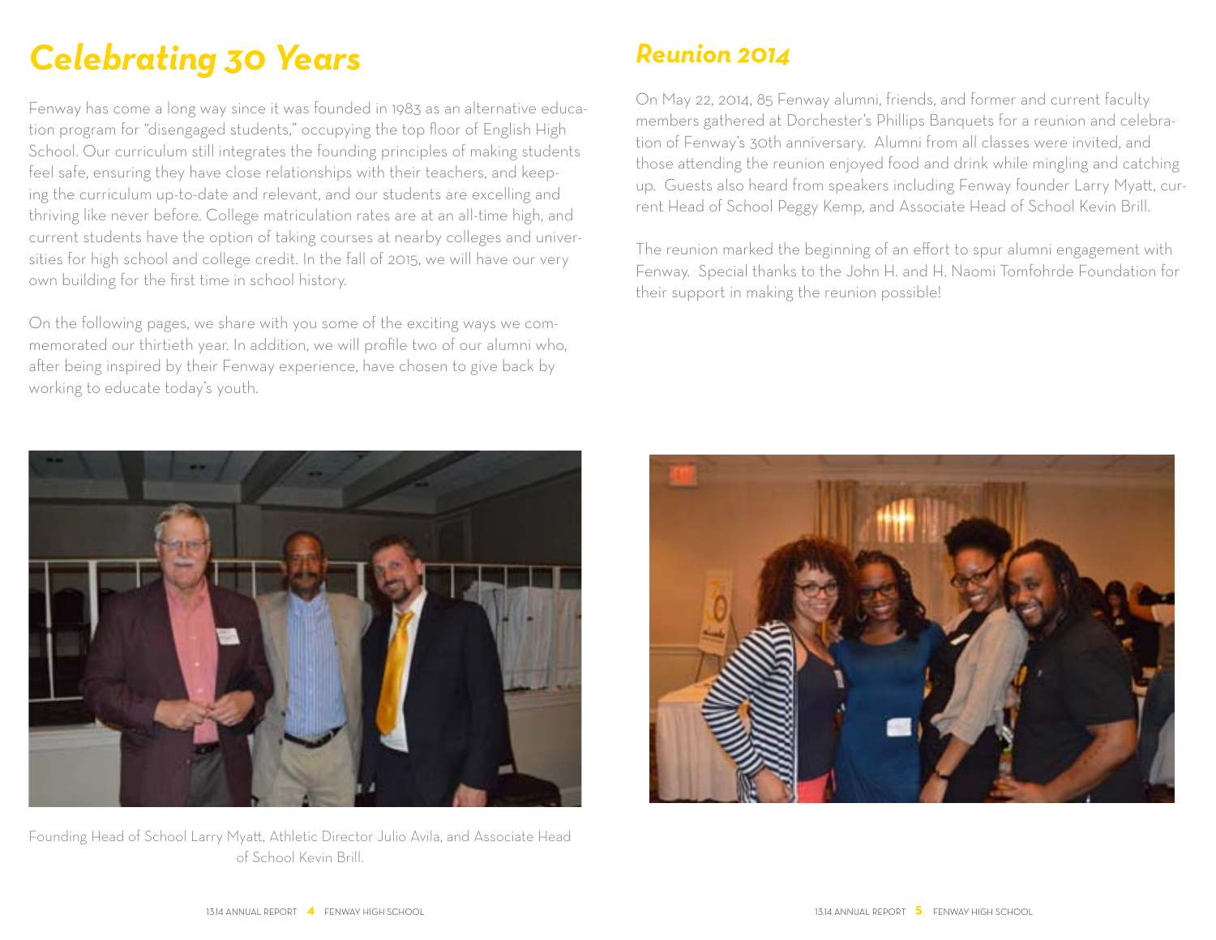# Celebrating 30 Years

Fenway has come a long way since it was founded in 1983 as an alternative education program for "disengaged students," occupying the top floor of English High School. Our curriculum still integrates the founding principles of making students feel safe, ensuring they have close relationships with their teachers, and keeping the curriculum up-to-date and relevant, and our students are excelling and thriving like never before. College matriculation rates are at an all-time high, and current students have the option of taking courses at nearby colleges and universities for high school and college credit. In the fall of 2015, we will have our very own building for the first time in school history.

On the following pages, we share with you some of the exciting ways we commemorated our thirtieth year. In addition, we will profile two of our alumni who, after being inspired by their Fenway experience, have chosen to give back by working to educate today's youth.

Founding Head of School Larry Myatt, Athletic Director Julio Avila, and Associate Head of School Kevin Brill.

## Reunion 2014

On May 22, 2014, 85 Fenway alumni, friends, and former and current faculty members gathered at Dorchester's Phillips Banquets for a reunion and celebration of Fenway's 30th anniversary. Alumni from all classes were invited, and those attending the reunion enjoyed food and drink while mingling and catching up. Guests also heard from speakers including Fenway founder Larry Myatt, current Head of School Peggy Kemp, and Associate Head of School Kevin Brill.

The reunion marked the beginning of an effort to spur alumni engagement with Fenway. Special thanks to the John H. and H. Naomi Tomfohrde Foundation for their support in making the reunion possible!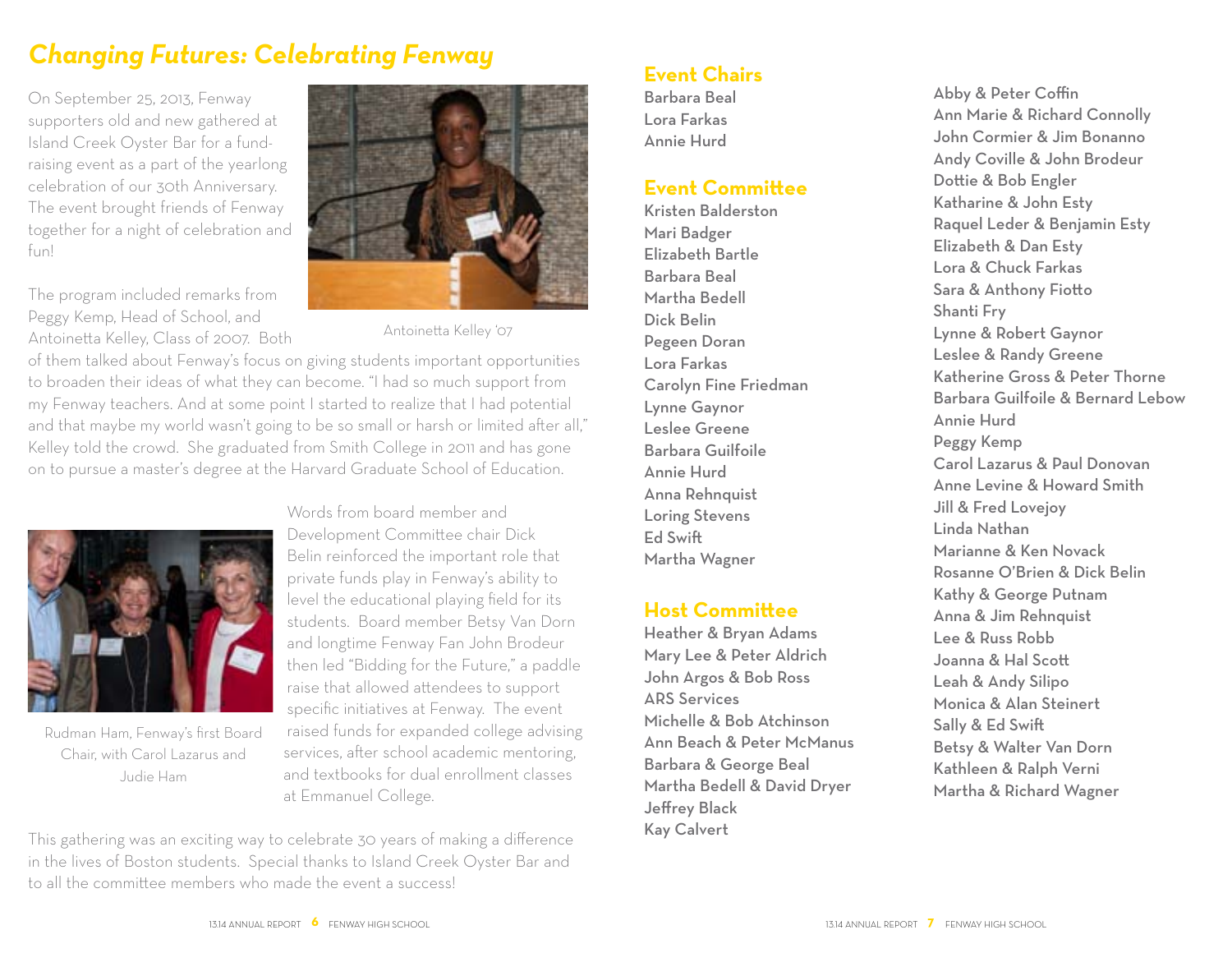# Changing Futures: Celebrating Fenway

On September 25, 2013, Fenway supporters old and new gathered at Island Creek Oyster Bar for a fund-raising event as a part of the yearlong celebration of our 30th Anniversary. The event brought friends of Fenway together for a night of celebration and fun!

The program included remarks from Peggy Kemp, Head of School, and Antoinetta Kelley, Class of 2007. Both of them talked about Fenway's focus on giving students important opportunities to broaden their ideas of what they can become. "I had so much support from my Fenway teachers. And at some point I started to realize that I had potential and that maybe my world wasn't going to be so small or harsh or limited after all," Kelley told the crowd. She graduated from Smith College in 2011 and has gone on to pursue a master's degree at the Harvard Graduate School of Education.

Antoinetta Kelley '07

Words from board member and Development Committee chair Dick Belin reinforced the important role that private funds play in Fenway's ability to level the educational playing field for its students. Board member Betsy Van Dorn and longtime Fenway Fan John Brodeur then led "Bidding for the Future," a paddle raise that allowed attendees to support specific initiatives at Fenway. The event raised funds for expanded college advising services, after school academic mentoring, and textbooks for dual enrollment classes at Emmanuel College.

Rudman Ham, Fenway's first Board Chair, with Carol Lazarus and Judie Ham

This gathering was an exciting way to celebrate 30 years of making a difference in the lives of Boston students. Special thanks to Island Creek Oyster Bar and to all the committee members who made the event a success!

## Event Chairs

Barbara Beal
Lora Farkas
Annie Hurd

## Event Committee

Kristen Balderston
Mari Badger
Elizabeth Bartle
Barbara Beal
Martha Bedell
Dick Belin
Pegeen Doran
Lora Farkas
Carolyn Fine Friedman
Lynne Gaynor
Leslee Greene
Barbara Guilfoile
Annie Hurd
Anna Rehnquist
Loring Stevens
Ed Swift
Martha Wagner

## Host Committee

Heather & Bryan Adams
Mary Lee & Peter Aldrich
John Argos & Bob Ross
ARS Services
Michelle & Bob Atchinson
Ann Beach & Peter McManus
Barbara & George Beal
Martha Bedell & David Dryer
Jeffrey Black
Kay Calvert
Abby & Peter Coffin
Ann Marie & Richard Connolly
John Cormier & Jim Bonanno
Andy Coville & John Brodeur
Dottie & Bob Engler
Katharine & John Esty
Raquel Leder & Benjamin Esty
Elizabeth & Dan Esty
Lora & Chuck Farkas
Sara & Anthony Fiotto
Shanti Fry
Lynne & Robert Gaynor
Leslee & Randy Greene
Katherine Gross & Peter Thorne
Barbara Guilfoile & Bernard Lebow
Annie Hurd
Peggy Kemp
Carol Lazarus & Paul Donovan
Anne Levine & Howard Smith
Jill & Fred Lovejoy
Linda Nathan
Marianne & Ken Novack
Rosanne O'Brien & Dick Belin
Kathy & George Putnam
Anna & Jim Rehnquist
Lee & Russ Robb
Joanna & Hal Scott
Leah & Andy Silipo
Monica & Alan Steinert
Sally & Ed Swift
Betsy & Walter Van Dorn
Kathleen & Ralph Verni
Martha & Richard Wagner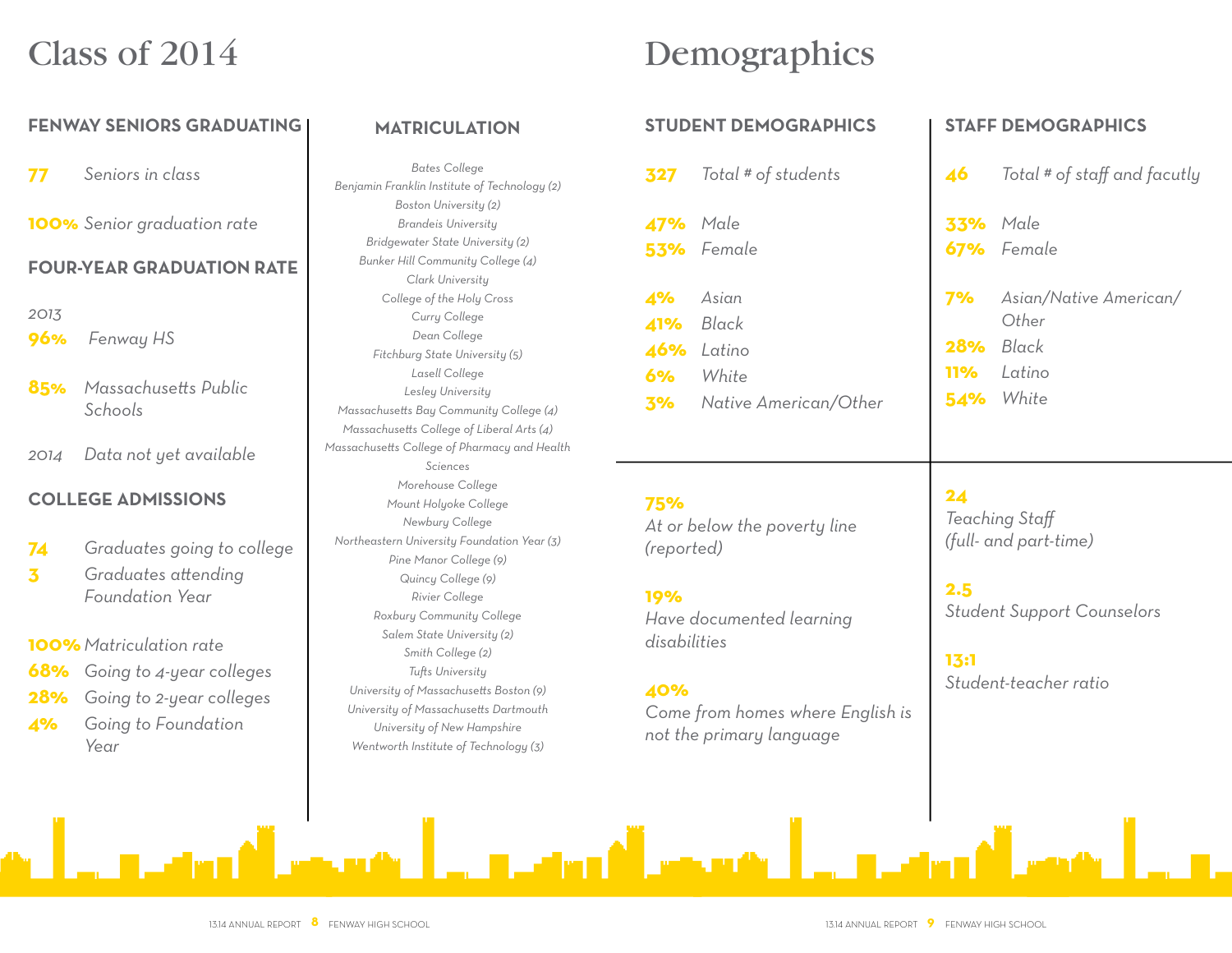# Class of 2014

## FENWAY SENIORS GRADUATING

**77** *Seniors in class*

**100%** *Senior graduation rate*

## FOUR-YEAR GRADUATION RATE

*2013*

**96%** *Fenway HS*

**85%** *Massachusetts Public Schools*

*2014* *Data not yet available*

## COLLEGE ADMISSIONS

**74** *Graduates going to college*

**3** *Graduates attending Foundation Year*

**100%** *Matriculation rate*

**68%** *Going to 4-year colleges*

**28%** *Going to 2-year colleges*

**4%** *Going to Foundation Year*

## MATRICULATION

*Bates College*
*Benjamin Franklin Institute of Technology (2)*
*Boston University (2)*
*Brandeis University*
*Bridgewater State University (2)*
*Bunker Hill Community College (4)*
*Clark University*
*College of the Holy Cross*
*Curry College*
*Dean College*
*Fitchburg State University (5)*
*Lasell College*
*Lesley University*
*Massachusetts Bay Community College (4)*
*Massachusetts College of Liberal Arts (4)*
*Massachusetts College of Pharmacy and Health Sciences*
*Morehouse College*
*Mount Holyoke College*
*Newbury College*
*Northeastern University Foundation Year (3)*
*Pine Manor College (9)*
*Quincy College (9)*
*Rivier College*
*Roxbury Community College*
*Salem State University (2)*
*Smith College (2)*
*Tufts University*
*University of Massachusetts Boston (9)*
*University of Massachusetts Dartmouth*
*University of New Hampshire*
*Wentworth Institute of Technology (3)*

# Demographics

## STUDENT DEMOGRAPHICS

**327** *Total # of students*

**47%** *Male*
**53%** *Female*

**4%** *Asian*
**41%** *Black*
**46%** *Latino*
**6%** *White*
**3%** *Native American/Other*

**75%**
*At or below the poverty line (reported)*

**19%**
*Have documented learning disabilities*

**40%**
*Come from homes where English is not the primary language*

## STAFF DEMOGRAPHICS

**46** *Total # of staff and facutly*

**33%** *Male*
**67%** *Female*

**7%** *Asian/Native American/Other*
**28%** *Black*
**11%** *Latino*
**54%** *White*

**24**
*Teaching Staff (full- and part-time)*

**2.5**
*Student Support Counselors*

**13:1**
*Student-teacher ratio*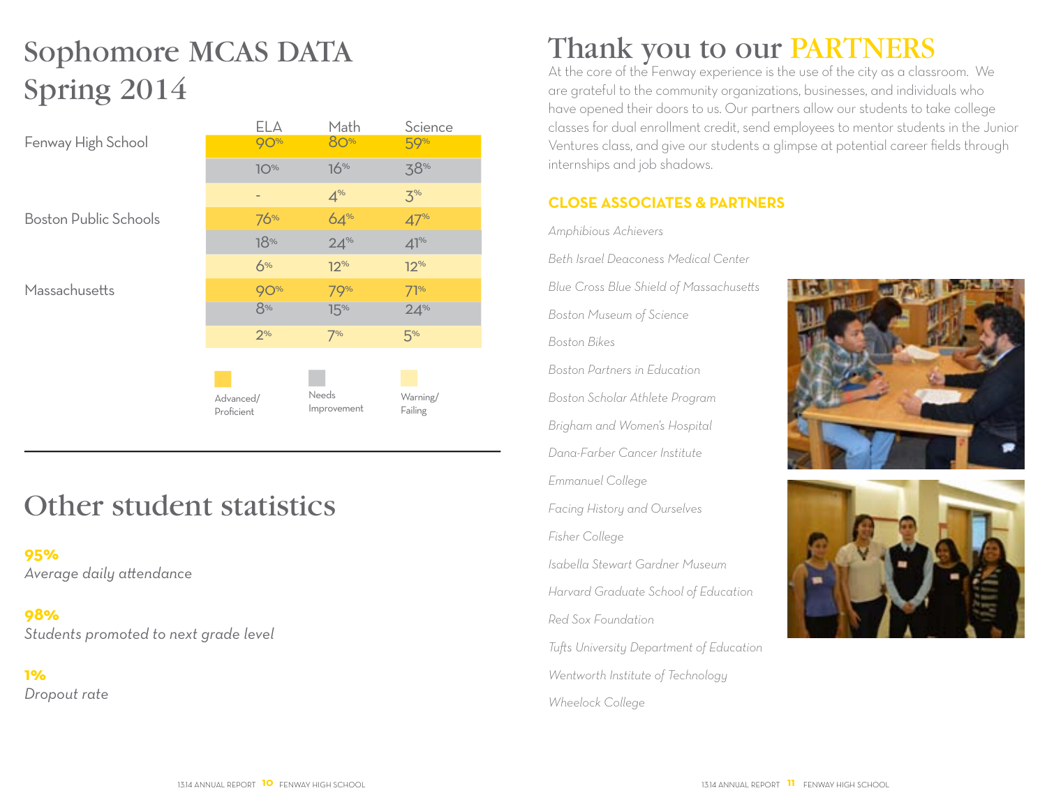# Sophomore MCAS DATA Spring 2014

| | | ELA | Math | Science |
|---|---|---|---|---|
| Fenway High School | Advanced/Proficient | 90% | 80% | 59% |
| | Needs Improvement | 10% | 16% | 38% |
| | Warning/Failing | - | 4% | 3% |
| Boston Public Schools | Advanced/Proficient | 76% | 64% | 47% |
| | Needs Improvement | 18% | 24% | 41% |
| | Warning/Failing | 6% | 12% | 12% |
| Massachusetts | Advanced/Proficient | 90% | 79% | 71% |
| | Needs Improvement | 8% | 15% | 24% |
| | Warning/Failing | 2% | 7% | 5% |

# Other student statistics

**95%**
*Average daily attendance*

**98%**
*Students promoted to next grade level*

**1%**
*Dropout rate*

# Thank you to our PARTNERS

At the core of the Fenway experience is the use of the city as a classroom. We are grateful to the community organizations, businesses, and individuals who have opened their doors to us. Our partners allow our students to take college classes for dual enrollment credit, send employees to mentor students in the Junior Ventures class, and give our students a glimpse at potential career fields through internships and job shadows.

## CLOSE ASSOCIATES & PARTNERS

*Amphibious Achievers*

*Beth Israel Deaconess Medical Center*

*Blue Cross Blue Shield of Massachusetts*

*Boston Museum of Science*

*Boston Bikes*

*Boston Partners in Education*

*Boston Scholar Athlete Program*

*Brigham and Women's Hospital*

*Dana-Farber Cancer Institute*

*Emmanuel College*

*Facing History and Ourselves*

*Fisher College*

*Isabella Stewart Gardner Museum*

*Harvard Graduate School of Education*

*Red Sox Foundation*

*Tufts University Department of Education*

*Wentworth Institute of Technology*

*Wheelock College*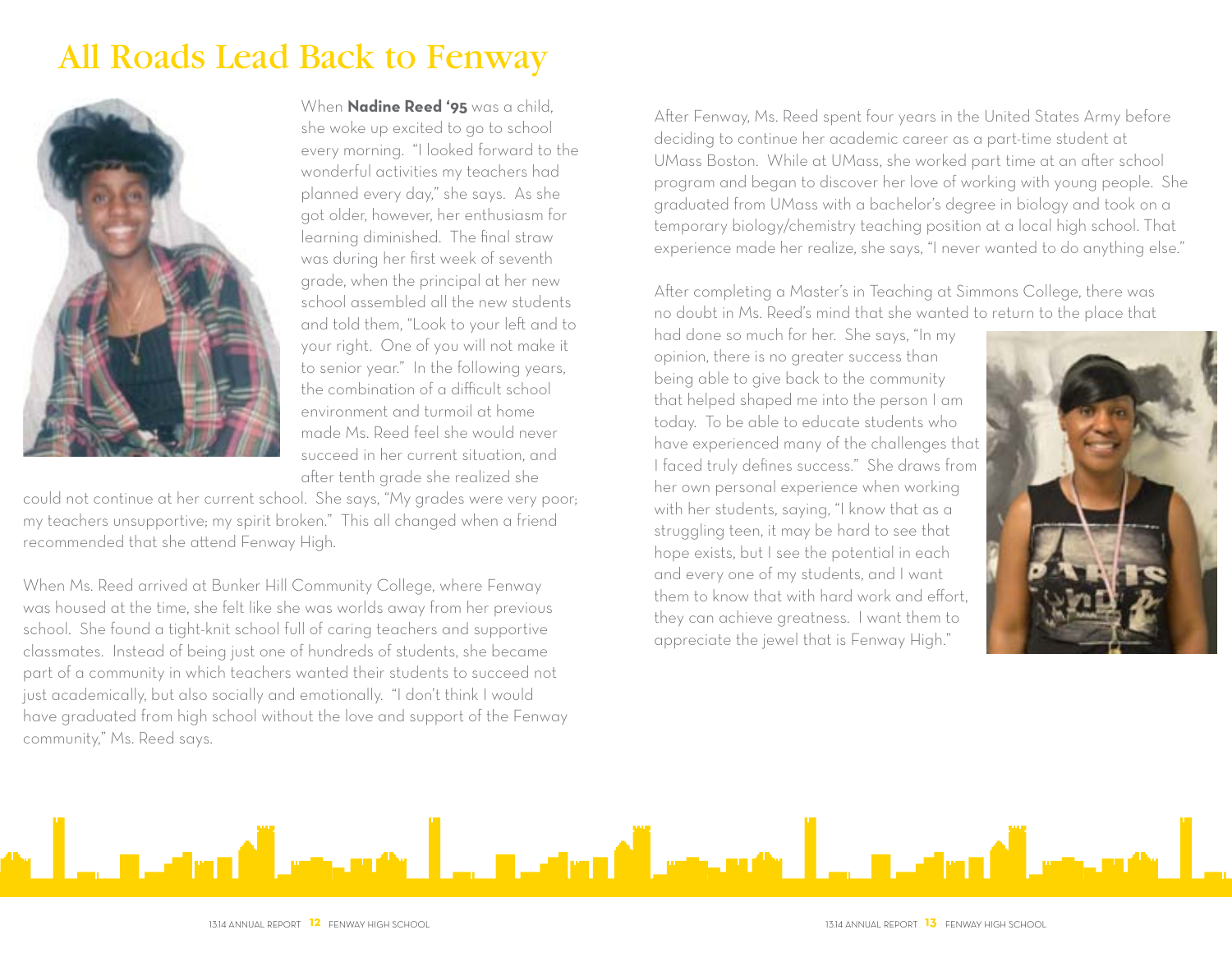# All Roads Lead Back to Fenway

When **Nadine Reed '95** was a child, she woke up excited to go to school every morning. "I looked forward to the wonderful activities my teachers had planned every day," she says. As she got older, however, her enthusiasm for learning diminished. The final straw was during her first week of seventh grade, when the principal at her new school assembled all the new students and told them, "Look to your left and to your right. One of you will not make it to senior year." In the following years, the combination of a difficult school environment and turmoil at home made Ms. Reed feel she would never succeed in her current situation, and after tenth grade she realized she could not continue at her current school. She says, "My grades were very poor; my teachers unsupportive; my spirit broken." This all changed when a friend recommended that she attend Fenway High.

When Ms. Reed arrived at Bunker Hill Community College, where Fenway was housed at the time, she felt like she was worlds away from her previous school. She found a tight-knit school full of caring teachers and supportive classmates. Instead of being just one of hundreds of students, she became part of a community in which teachers wanted their students to succeed not just academically, but also socially and emotionally. "I don't think I would have graduated from high school without the love and support of the Fenway community," Ms. Reed says.

After Fenway, Ms. Reed spent four years in the United States Army before deciding to continue her academic career as a part-time student at UMass Boston. While at UMass, she worked part time at an after school program and began to discover her love of working with young people. She graduated from UMass with a bachelor's degree in biology and took on a temporary biology/chemistry teaching position at a local high school. That experience made her realize, she says, "I never wanted to do anything else."

After completing a Master's in Teaching at Simmons College, there was no doubt in Ms. Reed's mind that she wanted to return to the place that had done so much for her. She says, "In my opinion, there is no greater success than being able to give back to the community that helped shaped me into the person I am today. To be able to educate students who have experienced many of the challenges that I faced truly defines success." She draws from her own personal experience when working with her students, saying, "I know that as a struggling teen, it may be hard to see that hope exists, but I see the potential in each and every one of my students, and I want them to know that with hard work and effort, they can achieve greatness. I want them to appreciate the jewel that is Fenway High."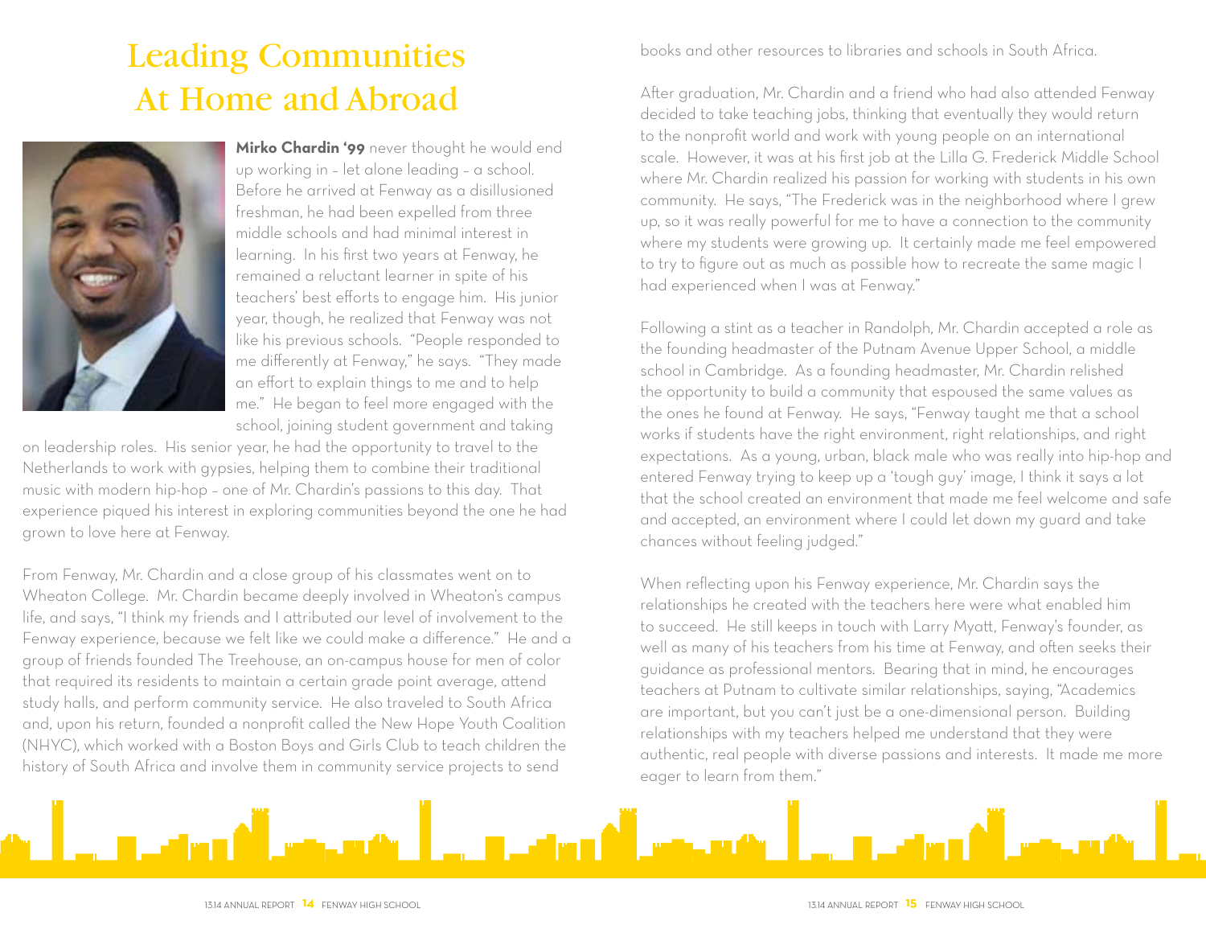# Leading Communities At Home and Abroad

**Mirko Chardin '99** never thought he would end up working in – let alone leading – a school. Before he arrived at Fenway as a disillusioned freshman, he had been expelled from three middle schools and had minimal interest in learning. In his first two years at Fenway, he remained a reluctant learner in spite of his teachers' best efforts to engage him. His junior year, though, he realized that Fenway was not like his previous schools. "People responded to me differently at Fenway," he says. "They made an effort to explain things to me and to help me." He began to feel more engaged with the school, joining student government and taking on leadership roles. His senior year, he had the opportunity to travel to the Netherlands to work with gypsies, helping them to combine their traditional music with modern hip-hop – one of Mr. Chardin's passions to this day. That experience piqued his interest in exploring communities beyond the one he had grown to love here at Fenway.

From Fenway, Mr. Chardin and a close group of his classmates went on to Wheaton College. Mr. Chardin became deeply involved in Wheaton's campus life, and says, "I think my friends and I attributed our level of involvement to the Fenway experience, because we felt like we could make a difference." He and a group of friends founded The Treehouse, an on-campus house for men of color that required its residents to maintain a certain grade point average, attend study halls, and perform community service. He also traveled to South Africa and, upon his return, founded a nonprofit called the New Hope Youth Coalition (NHYC), which worked with a Boston Boys and Girls Club to teach children the history of South Africa and involve them in community service projects to send books and other resources to libraries and schools in South Africa.

After graduation, Mr. Chardin and a friend who had also attended Fenway decided to take teaching jobs, thinking that eventually they would return to the nonprofit world and work with young people on an international scale. However, it was at his first job at the Lilla G. Frederick Middle School where Mr. Chardin realized his passion for working with students in his own community. He says, "The Frederick was in the neighborhood where I grew up, so it was really powerful for me to have a connection to the community where my students were growing up. It certainly made me feel empowered to try to figure out as much as possible how to recreate the same magic I had experienced when I was at Fenway."

Following a stint as a teacher in Randolph, Mr. Chardin accepted a role as the founding headmaster of the Putnam Avenue Upper School, a middle school in Cambridge. As a founding headmaster, Mr. Chardin relished the opportunity to build a community that espoused the same values as the ones he found at Fenway. He says, "Fenway taught me that a school works if students have the right environment, right relationships, and right expectations. As a young, urban, black male who was really into hip-hop and entered Fenway trying to keep up a 'tough guy' image, I think it says a lot that the school created an environment that made me feel welcome and safe and accepted, an environment where I could let down my guard and take chances without feeling judged."

When reflecting upon his Fenway experience, Mr. Chardin says the relationships he created with the teachers here were what enabled him to succeed. He still keeps in touch with Larry Myatt, Fenway's founder, as well as many of his teachers from his time at Fenway, and often seeks their guidance as professional mentors. Bearing that in mind, he encourages teachers at Putnam to cultivate similar relationships, saying, "Academics are important, but you can't just be a one-dimensional person. Building relationships with my teachers helped me understand that they were authentic, real people with diverse passions and interests. It made me more eager to learn from them."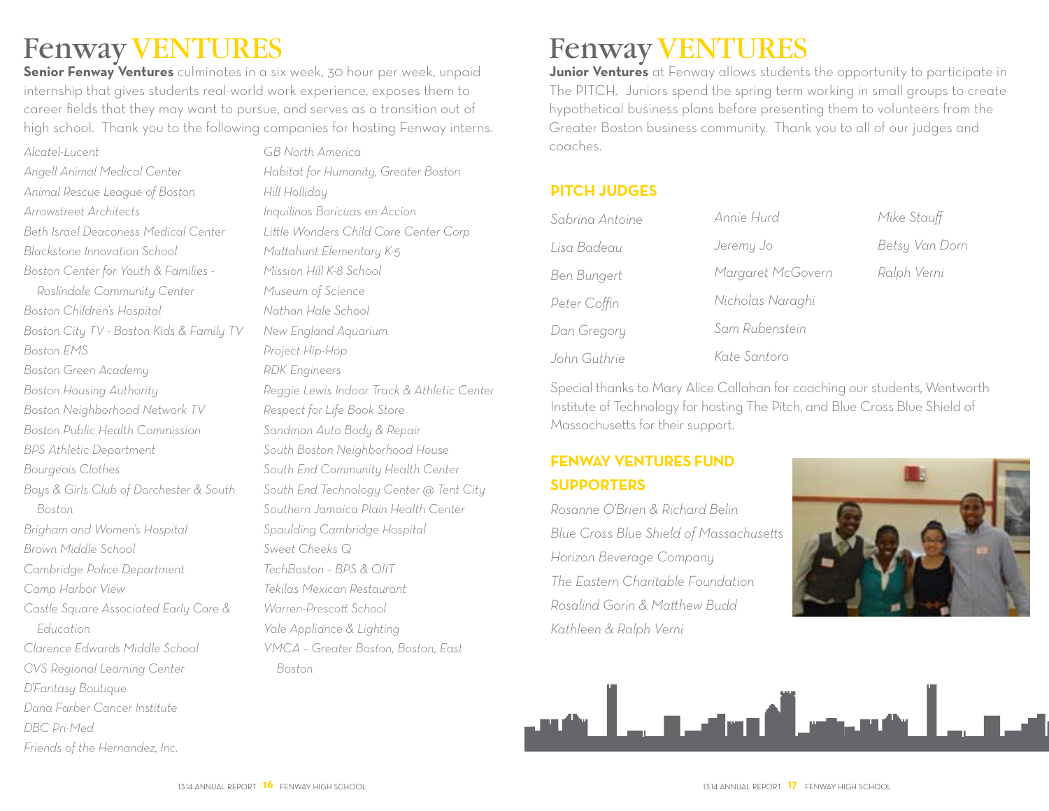# Fenway VENTURES

**Senior Fenway Ventures** culminates in a six week, 30 hour per week, unpaid internship that gives students real-world work experience, exposes them to career fields that they may want to pursue, and serves as a transition out of high school. Thank you to the following companies for hosting Fenway interns.

*Alcatel-Lucent*
*Angell Animal Medical Center*
*Animal Rescue League of Boston*
*Arrowstreet Architects*
*Beth Israel Deaconess Medical Center*
*Blackstone Innovation School*
*Boston Center for Youth & Families - Roslindale Community Center*
*Boston Children's Hospital*
*Boston City TV - Boston Kids & Family TV*
*Boston EMS*
*Boston Green Academy*
*Boston Housing Authority*
*Boston Neighborhood Network TV*
*Boston Public Health Commission*
*BPS Athletic Department*
*Bourgeois Clothes*
*Boys & Girls Club of Dorchester & South Boston*
*Brigham and Women's Hospital*
*Brown Middle School*
*Cambridge Police Department*
*Camp Harbor View*
*Castle Square Associated Early Care & Education*
*Clarence Edwards Middle School*
*CVS Regional Learning Center*
*D'Fantasy Boutique*
*Dana Farber Cancer Institute*
*DBC Pri-Med*
*Friends of the Hernandez, Inc.*
*GB North America*
*Habitat for Humanity, Greater Boston*
*Hill Holliday*
*Inquilinos Boricuas en Accion*
*Little Wonders Child Care Center Corp*
*Mattahunt Elementary K-5*
*Mission Hill K-8 School*
*Museum of Science*
*Nathan Hale School*
*New England Aquarium*
*Project Hip-Hop*
*RDK Engineers*
*Reggie Lewis Indoor Track & Athletic Center*
*Respect for Life Book Store*
*Sandman Auto Body & Repair*
*South Boston Neighborhood House*
*South End Community Health Center*
*South End Technology Center @ Tent City*
*Southern Jamaica Plain Health Center*
*Spaulding Cambridge Hospital*
*Sweet Cheeks Q*
*TechBoston – BPS & OIIT*
*Tekilas Mexican Restaurant*
*Warren-Prescott School*
*Yale Appliance & Lighting*
*YMCA – Greater Boston, Boston, East Boston*

# Fenway VENTURES

**Junior Ventures** at Fenway allows students the opportunity to participate in The PITCH. Juniors spend the spring term working in small groups to create hypothetical business plans before presenting them to volunteers from the Greater Boston business community. Thank you to all of our judges and coaches.

## PITCH JUDGES

*Sabrina Antoine*
*Lisa Badeau*
*Ben Bungert*
*Peter Coffin*
*Dan Gregory*
*John Guthrie*
*Annie Hurd*
*Jeremy Jo*
*Margaret McGovern*
*Nicholas Naraghi*
*Sam Rubenstein*
*Kate Santoro*
*Mike Stauff*
*Betsy Van Dorn*
*Ralph Verni*

Special thanks to Mary Alice Callahan for coaching our students, Wentworth Institute of Technology for hosting The Pitch, and Blue Cross Blue Shield of Massachusetts for their support.

## FENWAY VENTURES FUND SUPPORTERS

*Rosanne O'Brien & Richard Belin*
*Blue Cross Blue Shield of Massachusetts*
*Horizon Beverage Company*
*The Eastern Charitable Foundation*
*Rosalind Gorin & Matthew Budd*
*Kathleen & Ralph Verni*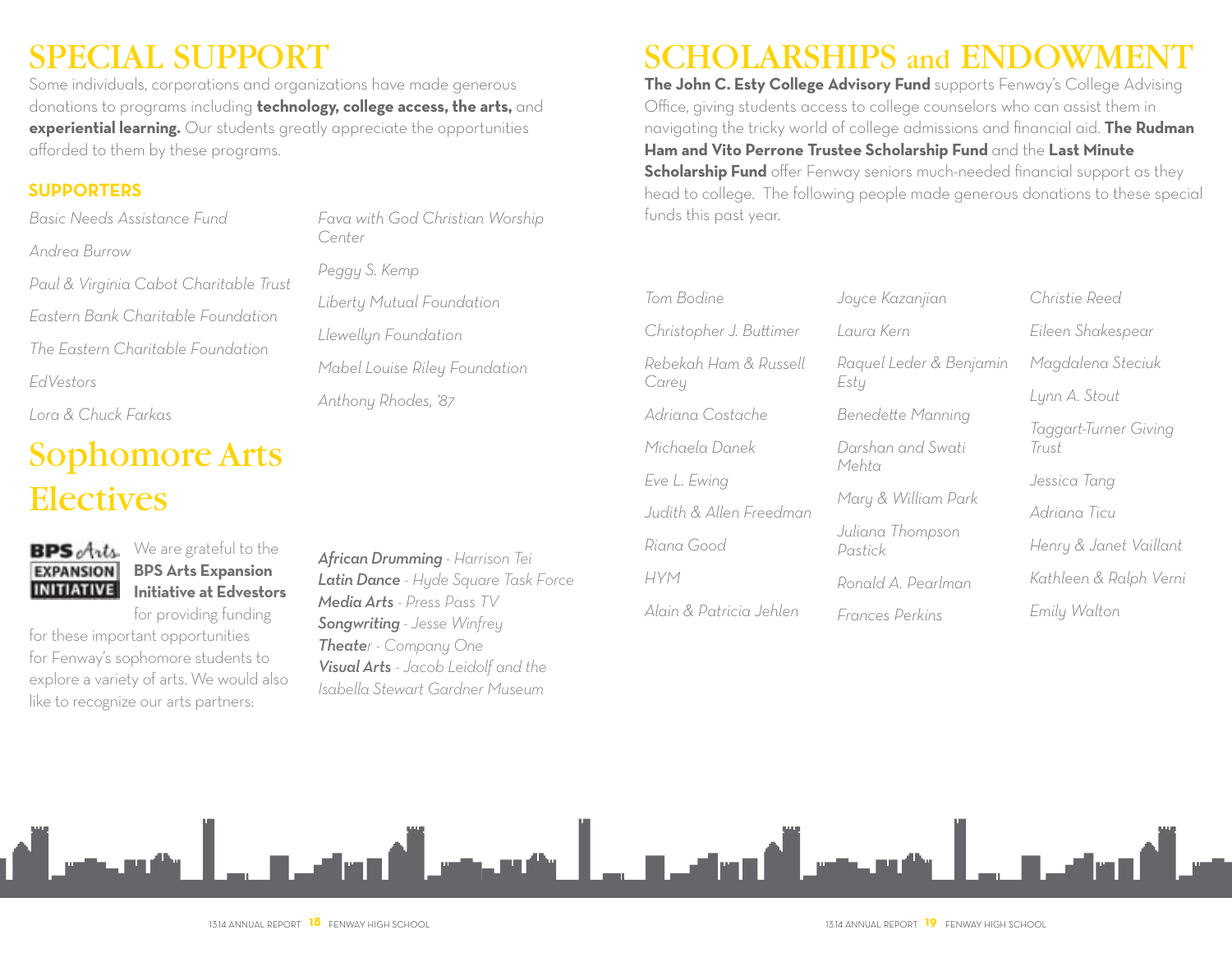# SPECIAL SUPPORT

Some individuals, corporations and organizations have made generous donations to programs including **technology, college access, the arts,** and **experiential learning.** Our students greatly appreciate the opportunities afforded to them by these programs.

### SUPPORTERS

*Basic Needs Assistance Fund*

*Andrea Burrow*

*Paul & Virginia Cabot Charitable Trust*

*Eastern Bank Charitable Foundation*

*The Eastern Charitable Foundation*

*EdVestors*

*Lora & Chuck Farkas*

*Fava with God Christian Worship Center*

*Peggy S. Kemp*

*Liberty Mutual Foundation*

*Llewellyn Foundation*

*Mabel Louise Riley Foundation*

*Anthony Rhodes, '87*

# Sophomore Arts Electives

BPS Arts EXPANSION INITIATIVE

We are grateful to the **BPS Arts Expansion Initiative at Edvestors** for providing funding for these important opportunities for Fenway's sophomore students to explore a variety of arts. We would also like to recognize our arts partners:

***African Drumming*** *- Harrison Tei*
***Latin Dance*** *- Hyde Square Task Force*
***Media Arts*** *- Press Pass TV*
***Songwriting*** *- Jesse Winfrey*
***Theater*** *- Company One*
***Visual Arts*** *- Jacob Leidolf and the Isabella Stewart Gardner Museum*

# SCHOLARSHIPS and ENDOWMENT

**The John C. Esty College Advisory Fund** supports Fenway's College Advising Office, giving students access to college counselors who can assist them in navigating the tricky world of college admissions and financial aid. **The Rudman Ham and Vito Perrone Trustee Scholarship Fund** and the **Last Minute Scholarship Fund** offer Fenway seniors much-needed financial support as they head to college. The following people made generous donations to these special funds this past year.

*Tom Bodine*

*Christopher J. Buttimer*

*Rebekah Ham & Russell Carey*

*Adriana Costache*

*Michaela Danek*

*Eve L. Ewing*

*Judith & Allen Freedman*

*Riana Good*

*HYM*

*Alain & Patricia Jehlen*

*Joyce Kazanjian*

*Laura Kern*

*Raquel Leder & Benjamin Esty*

*Benedette Manning*

*Darshan and Swati Mehta*

*Mary & William Park*

*Juliana Thompson Pastick*

*Ronald A. Pearlman*

*Frances Perkins*

*Christie Reed*

*Eileen Shakespear*

*Magdalena Steciuk*

*Lynn A. Stout*

*Taggart-Turner Giving Trust*

*Jessica Tang*

*Adriana Ticu*

*Henry & Janet Vaillant*

*Kathleen & Ralph Verni*

*Emily Walton*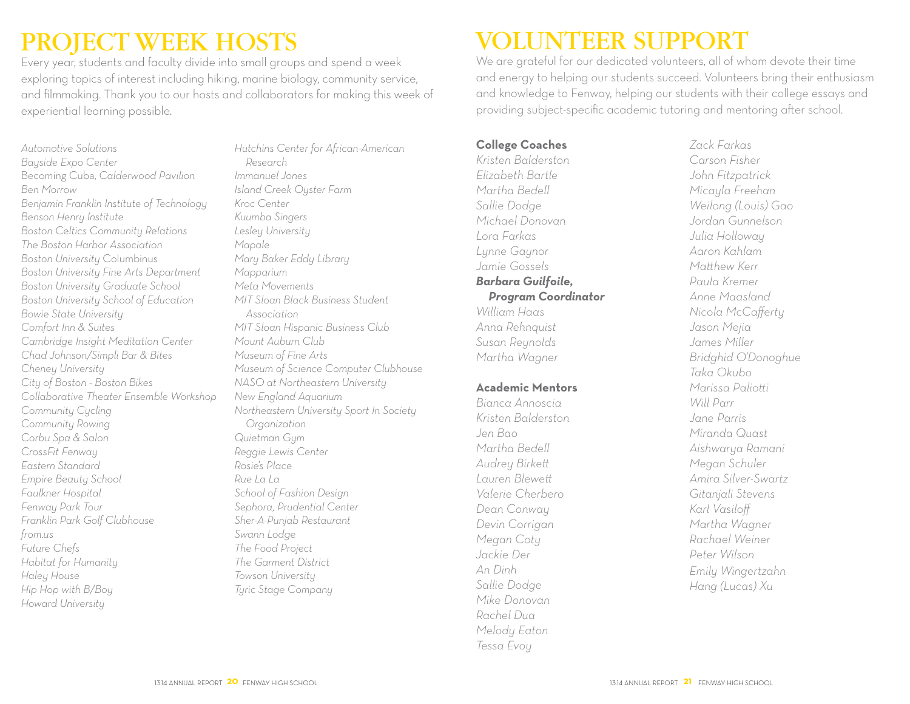# PROJECT WEEK HOSTS

Every year, students and faculty divide into small groups and spend a week exploring topics of interest including hiking, marine biology, community service, and filmmaking. Thank you to our hosts and collaborators for making this week of experiential learning possible.

*Automotive Solutions*
*Bayside Expo Center*
Becoming Cuba, *Calderwood Pavilion*
*Ben Morrow*
*Benjamin Franklin Institute of Technology*
*Benson Henry Institute*
*Boston Celtics Community Relations*
*The Boston Harbor Association*
*Boston University* Columbinus
*Boston University Fine Arts Department*
*Boston University Graduate School*
*Boston University School of Education*
*Bowie State University*
*Comfort Inn & Suites*
*Cambridge Insight Meditation Center*
*Chad Johnson/Simpli Bar & Bites*
*Cheney University*
*City of Boston - Boston Bikes*
*Collaborative Theater Ensemble Workshop*
*Community Cycling*
*Community Rowing*
*Corbu Spa & Salon*
*CrossFit Fenway*
*Eastern Standard*
*Empire Beauty School*
*Faulkner Hospital*
*Fenway Park Tour*
*Franklin Park Golf Clubhouse*
*from.us*
*Future Chefs*
*Habitat for Humanity*
*Haley House*
*Hip Hop with B/Boy*
*Howard University*
*Hutchins Center for African-American Research*
*Immanuel Jones*
*Island Creek Oyster Farm*
*Kroc Center*
*Kuumba Singers*
*Lesley University*
*Mapale*
*Mary Baker Eddy Library*
*Mapparium*
*Meta Movements*
*MIT Sloan Black Business Student Association*
*MIT Sloan Hispanic Business Club*
*Mount Auburn Club*
*Museum of Fine Arts*
*Museum of Science Computer Clubhouse*
*NASO at Northeastern University*
*New England Aquarium*
*Northeastern University Sport In Society Organization*
*Quietman Gym*
*Reggie Lewis Center*
*Rosie's Place*
*Rue La La*
*School of Fashion Design*
*Sephora, Prudential Center*
*Sher-A-Punjab Restaurant*
*Swann Lodge*
*The Food Project*
*The Garment District*
*Towson University*
*Tyric Stage Company*

# VOLUNTEER SUPPORT

We are grateful for our dedicated volunteers, all of whom devote their time and energy to helping our students succeed. Volunteers bring their enthusiasm and knowledge to Fenway, helping our students with their college essays and providing subject-specific academic tutoring and mentoring after school.

**College Coaches**

*Kristen Balderston*
*Elizabeth Bartle*
*Martha Bedell*
*Sallie Dodge*
*Michael Donovan*
*Lora Farkas*
*Lynne Gaynor*
*Jamie Gossels*
***Barbara Guilfoile, Program Coordinator***
*William Haas*
*Anna Rehnquist*
*Susan Reynolds*
*Martha Wagner*

**Academic Mentors**

*Bianca Annoscia*
*Kristen Balderston*
*Jen Bao*
*Martha Bedell*
*Audrey Birkett*
*Lauren Blewett*
*Valerie Cherbero*
*Dean Conway*
*Devin Corrigan*
*Megan Coty*
*Jackie Der*
*An Dinh*
*Sallie Dodge*
*Mike Donovan*
*Rachel Dua*
*Melody Eaton*
*Tessa Evoy*
*Zack Farkas*
*Carson Fisher*
*John Fitzpatrick*
*Micayla Freehan*
*Weilong (Louis) Gao*
*Jordan Gunnelson*
*Julia Holloway*
*Aaron Kahlam*
*Matthew Kerr*
*Paula Kremer*
*Anne Maasland*
*Nicola McCafferty*
*Jason Mejia*
*James Miller*
*Bridghid O'Donoghue*
*Taka Okubo*
*Marissa Paliotti*
*Will Parr*
*Jane Parris*
*Miranda Quast*
*Aishwarya Ramani*
*Megan Schuler*
*Amira Silver-Swartz*
*Gitanjali Stevens*
*Karl Vasiloff*
*Martha Wagner*
*Rachael Weiner*
*Peter Wilson*
*Emily Wingertzahn*
*Hang (Lucas) Xu*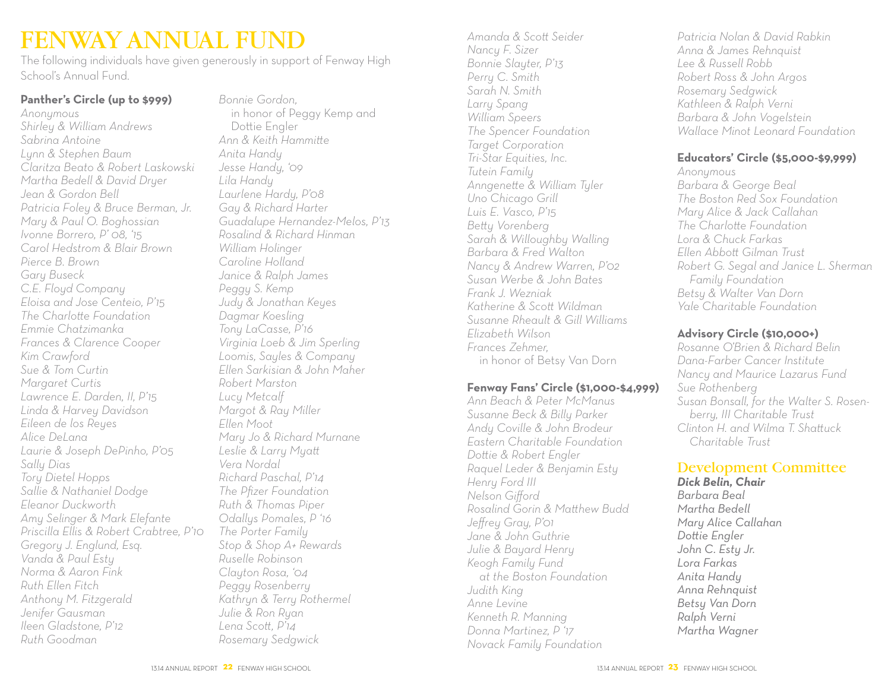# FENWAY ANNUAL FUND

The following individuals have given generously in support of Fenway High School's Annual Fund.

### Panther's Circle (up to $999)

*Anonymous*
*Shirley & William Andrews*
*Sabrina Antoine*
*Lynn & Stephen Baum*
*Claritza Beato & Robert Laskowski*
*Martha Bedell & David Dryer*
*Jean & Gordon Bell*
*Patricia Foley & Bruce Berman, Jr.*
*Mary & Paul O. Boghossian*
*Ivonne Borrero, P' 08, '15*
*Carol Hedstrom & Blair Brown*
*Pierce B. Brown*
*Gary Buseck*
*C.E. Floyd Company*
*Eloisa and Jose Centeio, P'15*
*The Charlotte Foundation*
*Emmie Chatzimanka*
*Frances & Clarence Cooper*
*Kim Crawford*
*Sue & Tom Curtin*
*Margaret Curtis*
*Lawrence E. Darden, II, P'15*
*Linda & Harvey Davidson*
*Eileen de los Reyes*
*Alice DeLana*
*Laurie & Joseph DePinho, P'05*
*Sally Dias*
*Tory Dietel Hopps*
*Sallie & Nathaniel Dodge*
*Eleanor Duckworth*
*Amy Selinger & Mark Elefante*
*Priscilla Ellis & Robert Crabtree, P'10*
*Gregory J. Englund, Esq.*
*Vanda & Paul Esty*
*Norma & Aaron Fink*
*Ruth Ellen Fitch*
*Anthony M. Fitzgerald*
*Jenifer Gausman*
*Ileen Gladstone, P'12*
*Ruth Goodman*
*Bonnie Gordon, in honor of Peggy Kemp and Dottie Engler*
*Ann & Keith Hammitte*
*Anita Handy*
*Jesse Handy, '09*
*Lila Handy*
*Laurlene Hardy, P'08*
*Gay & Richard Harter*
*Guadalupe Hernandez-Melos, P'13*
*Rosalind & Richard Hinman*
*William Holinger*
*Caroline Holland*
*Janice & Ralph James*
*Peggy S. Kemp*
*Judy & Jonathan Keyes*
*Dagmar Koesling*
*Tony LaCasse, P'16*
*Virginia Loeb & Jim Sperling*
*Loomis, Sayles & Company*
*Ellen Sarkisian & John Maher*
*Robert Marston*
*Lucy Metcalf*
*Margot & Ray Miller*
*Ellen Moot*
*Mary Jo & Richard Murnane*
*Leslie & Larry Myatt*
*Vera Nordal*
*Richard Paschal, P'14*
*The Pfizer Foundation*
*Ruth & Thomas Piper*
*Odallys Pomales, P '16*
*The Porter Family*
*Stop & Shop A+ Rewards*
*Ruselle Robinson*
*Clayton Rosa, '04*
*Peggy Rosenberry*
*Kathryn & Terry Rothermel*
*Julie & Ron Ryan*
*Lena Scott, P'14*
*Rosemary Sedgwick*
*Amanda & Scott Seider*
*Nancy F. Sizer*
*Bonnie Slayter, P'13*
*Perry C. Smith*
*Sarah N. Smith*
*Larry Spang*
*William Speers*
*The Spencer Foundation*
*Target Corporation*
*Tri-Star Equities, Inc.*
*Tutein Family*
*Anngenette & William Tyler*
*Uno Chicago Grill*
*Luis E. Vasco, P'15*
*Betty Vorenberg*
*Sarah & Willoughby Walling*
*Barbara & Fred Walton*
*Nancy & Andrew Warren, P'02*
*Susan Werbe & John Bates*
*Frank J. Wezniak*
*Katherine & Scott Wildman*
*Susanne Rheault & Gill Williams*
*Elizabeth Wilson*
*Frances Zehmer, in honor of Betsy Van Dorn*

### Fenway Fans' Circle ($1,000-$4,999)

*Ann Beach & Peter McManus*
*Susanne Beck & Billy Parker*
*Andy Coville & John Brodeur*
*Eastern Charitable Foundation*
*Dottie & Robert Engler*
*Raquel Leder & Benjamin Esty*
*Henry Ford III*
*Nelson Gifford*
*Rosalind Gorin & Matthew Budd*
*Jeffrey Gray, P'01*
*Jane & John Guthrie*
*Julie & Bayard Henry*
*Keogh Family Fund at the Boston Foundation*
*Judith King*
*Anne Levine*
*Kenneth R. Manning*
*Donna Martinez, P '17*
*Novack Family Foundation*
*Patricia Nolan & David Rabkin*
*Anna & James Rehnquist*
*Lee & Russell Robb*
*Robert Ross & John Argos*
*Rosemary Sedgwick*
*Kathleen & Ralph Verni*
*Barbara & John Vogelstein*
*Wallace Minot Leonard Foundation*

### Educators' Circle ($5,000-$9,999)

*Anonymous*
*Barbara & George Beal*
*The Boston Red Sox Foundation*
*Mary Alice & Jack Callahan*
*The Charlotte Foundation*
*Lora & Chuck Farkas*
*Ellen Abbott Gilman Trust*
*Robert G. Segal and Janice L. Sherman Family Foundation*
*Betsy & Walter Van Dorn*
*Yale Charitable Foundation*

### Advisory Circle ($10,000+)

*Rosanne O'Brien & Richard Belin*
*Dana-Farber Cancer Institute*
*Nancy and Maurice Lazarus Fund*
*Sue Rothenberg*
*Susan Bonsall, for the Walter S. Rosenberry, III Charitable Trust*
*Clinton H. and Wilma T. Shattuck Charitable Trust*

## Development Committee

***Dick Belin, Chair***
***Barbara Beal***
***Martha Bedell***
***Mary Alice Callahan***
***Dottie Engler***
***John C. Esty Jr.***
***Lora Farkas***
***Anita Handy***
***Anna Rehnquist***
***Betsy Van Dorn***
***Ralph Verni***
***Martha Wagner***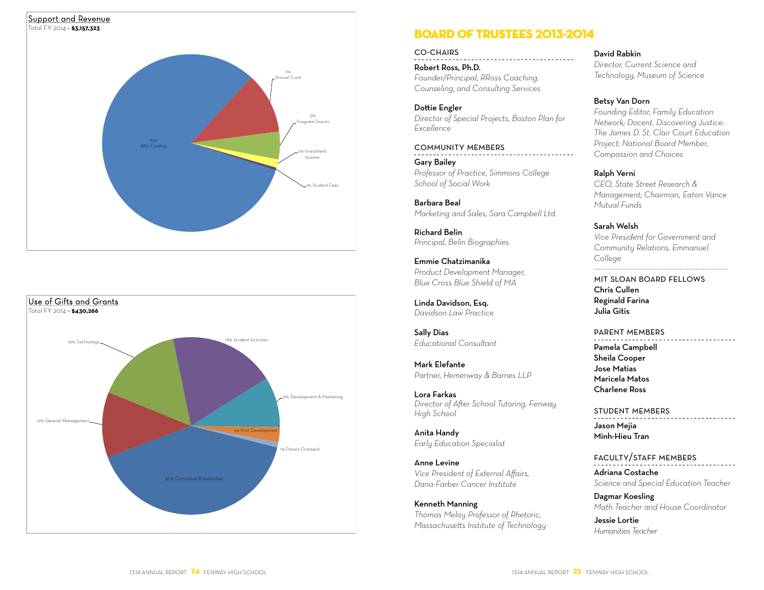## Support and Revenue

Total FY 2014 = **$3,157,323**

- 82% BPS Funding
- 11% Annual Fund
- 5% Program Grants
- 2% Investment Income
- 1% Student Fees

## Use of Gifts and Grants

Total FY 2014 = **$430,266**

- 40% Curriculum & Instruction
- 19% Student Activities
- 16% Technology
- 12% General Management
- 9% Development & Marketing
- 3% Prof. Development
- 1% Parent Outreach

# BOARD OF TRUSTEES 2013-2014

### CO-CHAIRS

**Robert Ross, Ph.D.**
*Founder/Principal, RRoss Coaching, Counseling, and Consulting Services*

**Dottie Engler**
*Director of Special Projects, Boston Plan for Excellence*

### COMMUNITY MEMBERS

**Gary Bailey**
*Professor of Practice, Simmons College School of Social Work*

**Barbara Beal**
*Marketing and Sales, Sara Campbell Ltd.*

**Richard Belin**
*Principal, Belin Biographies*

**Emmie Chatzimanika**
*Product Development Manager, Blue Cross Blue Shield of MA*

**Linda Davidson, Esq.**
*Davidson Law Practice*

**Sally Dias**
*Educational Consultant*

**Mark Elefante**
*Partner, Hemenway & Barnes LLP*

**Lora Farkas**
*Director of After School Tutoring, Fenway High School*

**Anita Handy**
*Early Education Specialist*

**Anne Levine**
*Vice President of External Affairs, Dana-Farber Cancer Institute*

**Kenneth Manning**
*Thomas Meloy Professor of Rhetoric, Massachusetts Institute of Technology*

**David Rabkin**
*Director, Current Science and Technology, Museum of Science*

**Betsy Van Dorn**
*Founding Editor, Family Education Network; Docent, Discovering Justice: The James D. St. Clair Court Education Project; National Board Member, Compassion and Choices*

**Ralph Verni**
*CEO, State Street Research & Management; Chairman, Eaton Vance Mutual Funds*

**Sarah Welsh**
*Vice President for Government and Community Relations, Emmanuel College*

### MIT SLOAN BOARD FELLOWS

**Chris Cullen**
**Reginald Farina**
**Julia Gitis**

### PARENT MEMBERS

**Pamela Campbell**
**Sheila Cooper**
**Jose Matias**
**Maricela Matos**
**Charlene Ross**

### STUDENT MEMBERS

**Jason Mejia**
**Minh-Hieu Tran**

### FACULTY/STAFF MEMBERS

**Adriana Costache**
*Science and Special Education Teacher*

**Dagmar Koesling**
*Math Teacher and House Coordinator*

**Jessie Lortie**
*Humanities Teacher*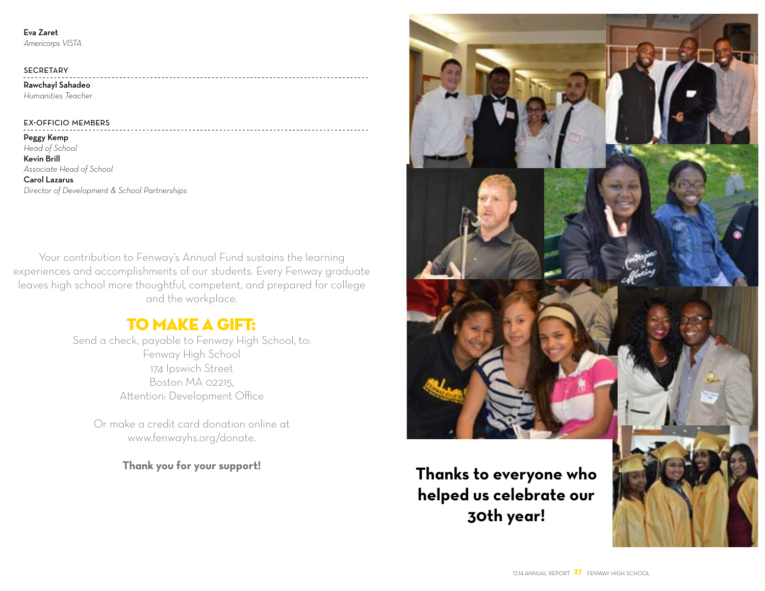**Eva Zaret**
*Americorps VISTA*

SECRETARY

**Rawchayl Sahadeo**
*Humanities Teacher*

EX-OFFICIO MEMBERS

**Peggy Kemp**
*Head of School*
**Kevin Brill**
*Associate Head of School*
**Carol Lazarus**
*Director of Development & School Partnerships*

Your contribution to Fenway's Annual Fund sustains the learning experiences and accomplishments of our students. Every Fenway graduate leaves high school more thoughtful, competent, and prepared for college and the workplace.

## TO MAKE A GIFT:

Send a check, payable to Fenway High School, to:
Fenway High School
174 Ipswich Street
Boston MA 02215,
Attention: Development Office

Or make a credit card donation online at www.fenwayhs.org/donate.

**Thank you for your support!**

**Thanks to everyone who helped us celebrate our 30th year!**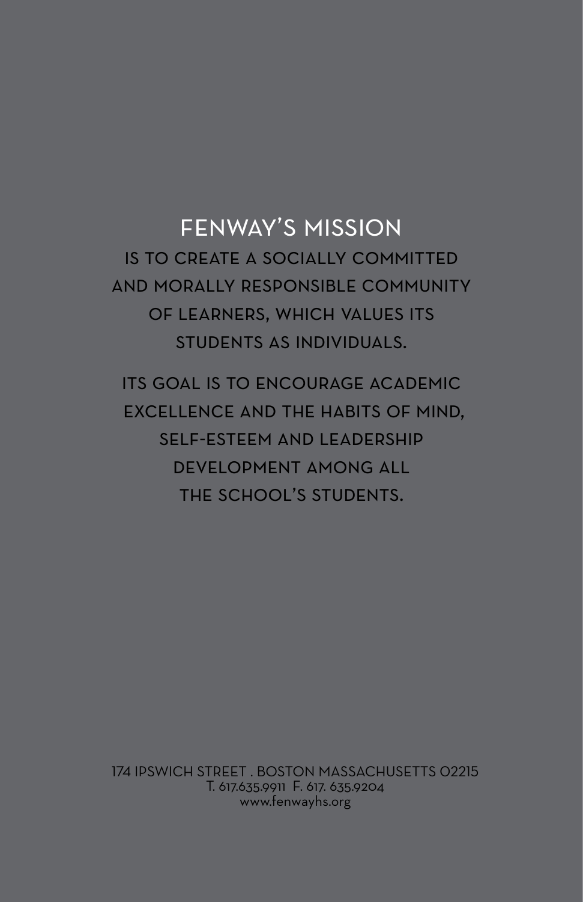# FENWAY'S MISSION

IS TO CREATE A SOCIALLY COMMITTED AND MORALLY RESPONSIBLE COMMUNITY OF LEARNERS, WHICH VALUES ITS STUDENTS AS INDIVIDUALS.

ITS GOAL IS TO ENCOURAGE ACADEMIC EXCELLENCE AND THE HABITS OF MIND, SELF-ESTEEM AND LEADERSHIP DEVELOPMENT AMONG ALL THE SCHOOL'S STUDENTS.

174 IPSWICH STREET . BOSTON MASSACHUSETTS 02215
T. 617.635.9911 F. 617. 635.9204
www.fenwayhs.org